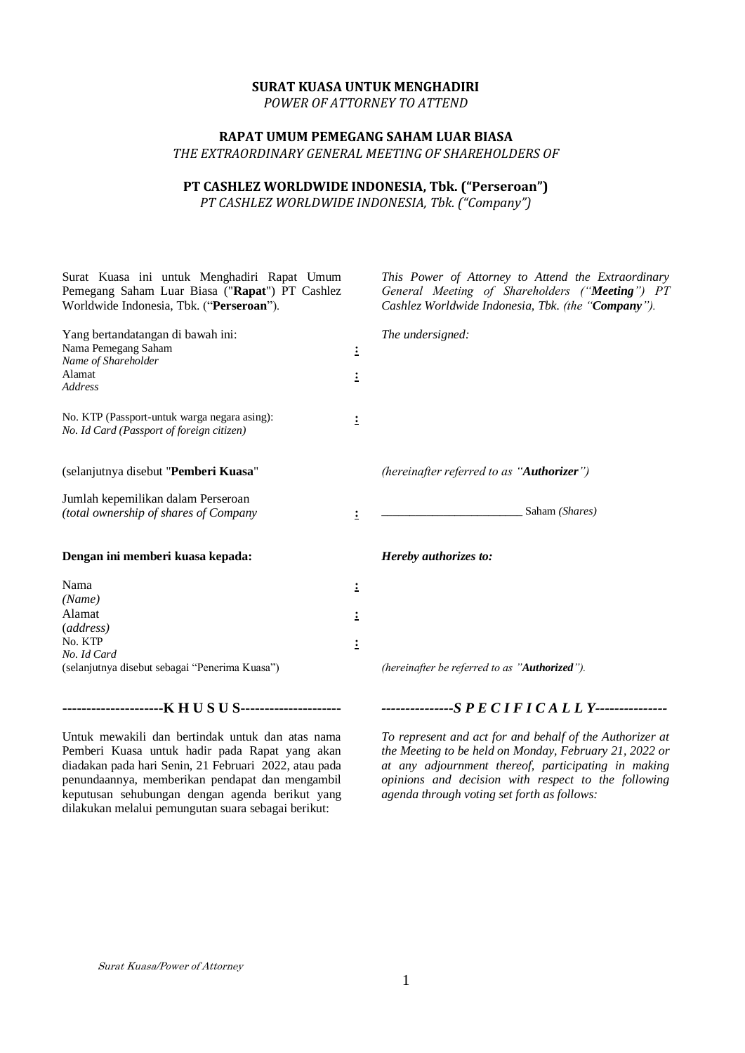**SURAT KUASA UNTUK MENGHADIRI**
*POWER OF ATTORNEY TO ATTEND*

**RAPAT UMUM PEMEGANG SAHAM LUAR BIASA**
*THE EXTRAORDINARY GENERAL MEETING OF SHAREHOLDERS OF*

**PT CASHLEZ WORLDWIDE INDONESIA, Tbk. ("Perseroan")**
*PT CASHLEZ WORLDWIDE INDONESIA, Tbk. ("Company")*

Surat Kuasa ini untuk Menghadiri Rapat Umum Pemegang Saham Luar Biasa ("**Rapat**") PT Cashlez Worldwide Indonesia, Tbk. ("**Perseroan**").

*This Power of Attorney to Attend the Extraordinary General Meeting of Shareholders ("**Meeting**") PT Cashlez Worldwide Indonesia, Tbk. (the "**Company**").*

Yang bertandatangan di bawah ini: / *The undersigned:*

Nama Pemegang Saham / *Name of Shareholder* :

Alamat / *Address* :

No. KTP (Passport-untuk warga negara asing): / *No. Id Card (Passport of foreign citizen)* :

(selanjutnya disebut "**Pemberi Kuasa**" / *(hereinafter referred to as "**Authorizer**")*

Jumlah kepemilikan dalam Perseroan / *(total ownership of shares of Company* : ________________________ Saham *(Shares)*

**Dengan ini memberi kuasa kepada:** / ***Hereby authorizes to:***

Nama / *(Name)* :

Alamat / (*address)* :

No. KTP / *No. Id Card* :

(selanjutnya disebut sebagai "Penerima Kuasa") / *(hereinafter be referred to as "**Authorized**").*

**---------------------K H U S U S---------------------**

***---------------S P E C I F I C A L L Y---------------***

Untuk mewakili dan bertindak untuk dan atas nama Pemberi Kuasa untuk hadir pada Rapat yang akan diadakan pada hari Senin, 21 Februari 2022, atau pada penundaannya, memberikan pendapat dan mengambil keputusan sehubungan dengan agenda berikut yang dilakukan melalui pemungutan suara sebagai berikut:

*To represent and act for and behalf of the Authorizer at the Meeting to be held on Monday, February 21, 2022 or at any adjournment thereof, participating in making opinions and decision with respect to the following agenda through voting set forth as follows:*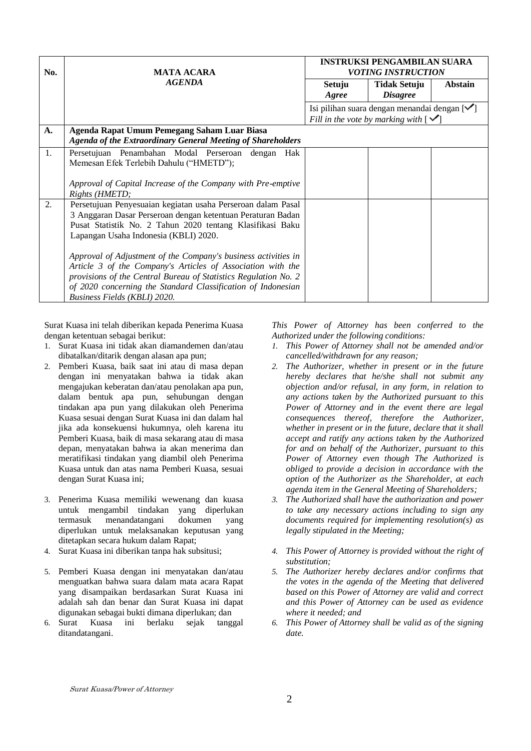| No. | MATA ACARA<br>*AGENDA* | INSTRUKSI PENGAMBILAN SUARA<br>*VOTING INSTRUCTION* | | |
|---|---|---|---|---|
| | | **Setuju**<br>*Agree* | **Tidak Setuju**<br>*Disagree* | **Abstain** |
| | | Isi pilihan suara dengan menandai dengan [✓]<br>*Fill in the vote by marking with [✓]* | | |
| **A.** | **Agenda Rapat Umum Pemegang Saham Luar Biasa**<br>***Agenda of the Extraordinary General Meeting of Shareholders*** | | | |
| 1. | Persetujuan Penambahan Modal Perseroan dengan Hak Memesan Efek Terlebih Dahulu ("HMETD");<br><br>*Approval of Capital Increase of the Company with Pre-emptive Rights (HMETD;* | | | |
| 2. | Persetujuan Penyesuaian kegiatan usaha Perseroan dalam Pasal 3 Anggaran Dasar Perseroan dengan ketentuan Peraturan Badan Pusat Statistik No. 2 Tahun 2020 tentang Klasifikasi Baku Lapangan Usaha Indonesia (KBLI) 2020.<br><br>*Approval of Adjustment of the Company's business activities in Article 3 of the Company's Articles of Association with the provisions of the Central Bureau of Statistics Regulation No. 2 of 2020 concerning the Standard Classification of Indonesian Business Fields (KBLI) 2020.* | | | |

Surat Kuasa ini telah diberikan kepada Penerima Kuasa dengan ketentuan sebagai berikut:

1. Surat Kuasa ini tidak akan diamandemen dan/atau dibatalkan/ditarik dengan alasan apa pun;
2. Pemberi Kuasa, baik saat ini atau di masa depan dengan ini menyatakan bahwa ia tidak akan mengajukan keberatan dan/atau penolakan apa pun, dalam bentuk apa pun, sehubungan dengan tindakan apa pun yang dilakukan oleh Penerima Kuasa sesuai dengan Surat Kuasa ini dan dalam hal jika ada konsekuensi hukumnya, oleh karena itu Pemberi Kuasa, baik di masa sekarang atau di masa depan, menyatakan bahwa ia akan menerima dan meratifikasi tindakan yang diambil oleh Penerima Kuasa untuk dan atas nama Pemberi Kuasa, sesuai dengan Surat Kuasa ini;
3. Penerima Kuasa memiliki wewenang dan kuasa untuk mengambil tindakan yang diperlukan termasuk menandatangani dokumen yang diperlukan untuk melaksanakan keputusan yang ditetapkan secara hukum dalam Rapat;
4. Surat Kuasa ini diberikan tanpa hak subsitusi;
5. Pemberi Kuasa dengan ini menyatakan dan/atau menguatkan bahwa suara dalam mata acara Rapat yang disampaikan berdasarkan Surat Kuasa ini adalah sah dan benar dan Surat Kuasa ini dapat digunakan sebagai bukti dimana diperlukan; dan
6. Surat Kuasa ini berlaku sejak tanggal ditandatangani.

*This Power of Attorney has been conferred to the Authorized under the following conditions:*

1. *This Power of Attorney shall not be amended and/or cancelled/withdrawn for any reason;*
2. *The Authorizer, whether in present or in the future hereby declares that he/she shall not submit any objection and/or refusal, in any form, in relation to any actions taken by the Authorized pursuant to this Power of Attorney and in the event there are legal consequences thereof, therefore the Authorizer, whether in present or in the future, declare that it shall accept and ratify any actions taken by the Authorized for and on behalf of the Authorizer, pursuant to this Power of Attorney even though The Authorized is obliged to provide a decision in accordance with the option of the Authorizer as the Shareholder, at each agenda item in the General Meeting of Shareholders;*
3. *The Authorized shall have the authorization and power to take any necessary actions including to sign any documents required for implementing resolution(s) as legally stipulated in the Meeting;*
4. *This Power of Attorney is provided without the right of substitution;*
5. *The Authorizer hereby declares and/or confirms that the votes in the agenda of the Meeting that delivered based on this Power of Attorney are valid and correct and this Power of Attorney can be used as evidence where it needed; and*
6. *This Power of Attorney shall be valid as of the signing date.*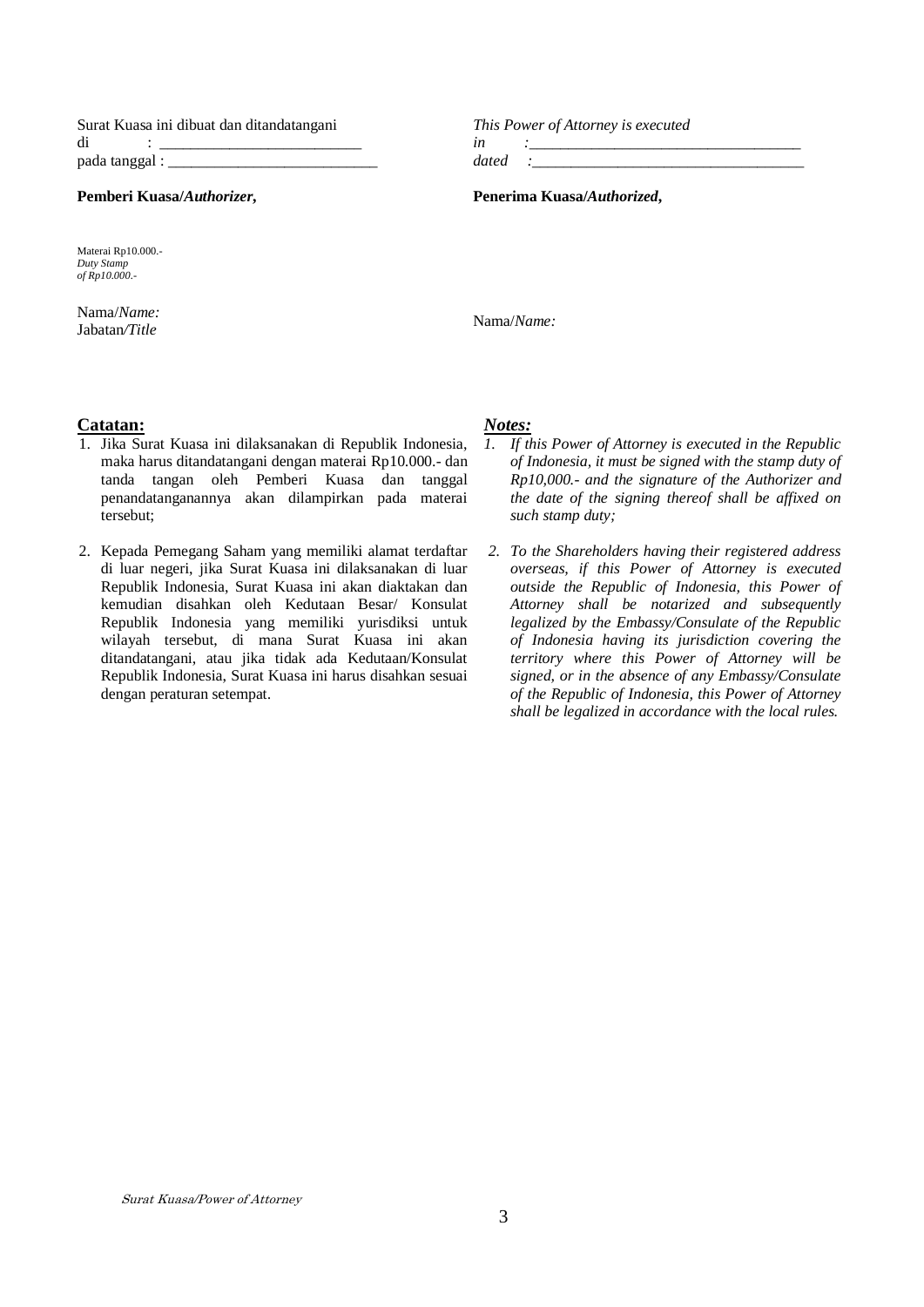Surat Kuasa ini dibuat dan ditandatangani
di : ___________________________
pada tanggal : ___________________________

*This Power of Attorney is executed*
*in* :___________________________________
*dated* :___________________________________

**Pemberi Kuasa/*Authorizer*,**

Materai Rp10.000.-
*Duty Stamp of Rp10.000.-*

Nama/*Name:*
Jabatan/*Title*

**Penerima Kuasa/*Authorized*,**

Nama/*Name:*

**Catatan:**

1. Jika Surat Kuasa ini dilaksanakan di Republik Indonesia, maka harus ditandatangani dengan materai Rp10.000.- dan tanda tangan oleh Pemberi Kuasa dan tanggal penandatangananannya akan dilampirkan pada materai tersebut;
2. Kepada Pemegang Saham yang memiliki alamat terdaftar di luar negeri, jika Surat Kuasa ini dilaksanakan di luar Republik Indonesia, Surat Kuasa ini akan diaktakan dan kemudian disahkan oleh Kedutaan Besar/ Konsulat Republik Indonesia yang memiliki yurisdiksi untuk wilayah tersebut, di mana Surat Kuasa ini akan ditandatangani, atau jika tidak ada Kedutaan/Konsulat Republik Indonesia, Surat Kuasa ini harus disahkan sesuai dengan peraturan setempat.

***Notes:***

1. *If this Power of Attorney is executed in the Republic of Indonesia, it must be signed with the stamp duty of Rp10,000.- and the signature of the Authorizer and the date of the signing thereof shall be affixed on such stamp duty;*
2. *To the Shareholders having their registered address overseas, if this Power of Attorney is executed outside the Republic of Indonesia, this Power of Attorney shall be notarized and subsequently legalized by the Embassy/Consulate of the Republic of Indonesia having its jurisdiction covering the territory where this Power of Attorney will be signed, or in the absence of any Embassy/Consulate of the Republic of Indonesia, this Power of Attorney shall be legalized in accordance with the local rules.*